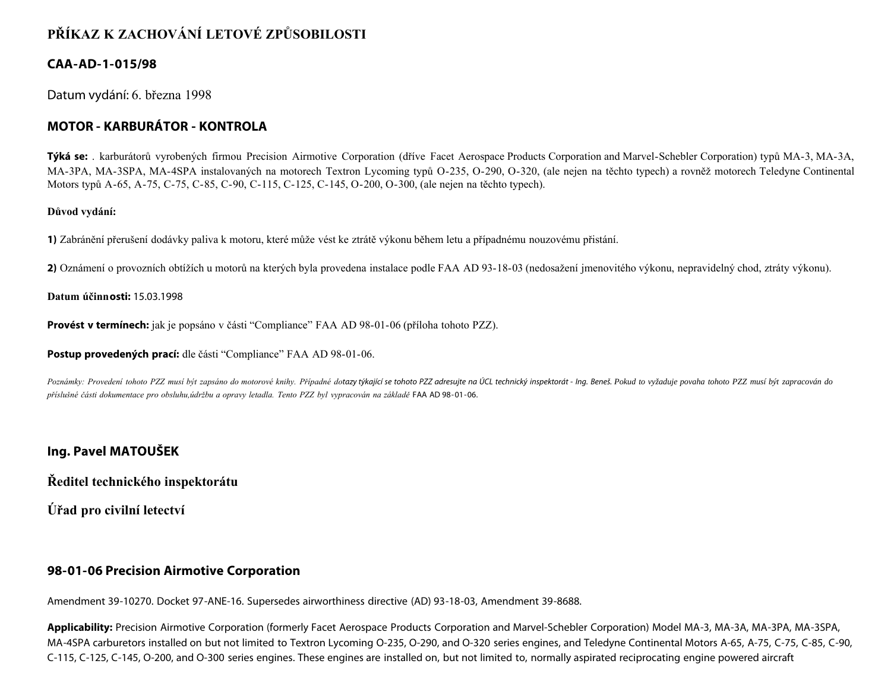# PŘÍKAZ K ZACHOVÁNÍ LETOVÉ ZPŮSOBILOSTI

## CAA-AD-1-015/98

Datum vydání: 6. března 1998

## MOTOR - KARBURÁTOR - KONTROLA

**Týká se:** . karburátorů vyrobených firmou Precision Airmotive Corporation (dříve Facet Aerospace Products Corporation and Marvel-Schebler Corporation) typů MA-3, MA-3A, MA-3PA, MA-3SPA, MA-4SPA instalovaných na motorech Textron Lycoming typů O-235, O-290, O-320, (ale nejen na těchto typech) a rovněž motorech Teledyne Continental Motors typů A-65, A-75, C-75, C-85, C-90, C-115, C-125, C-145, O-200, O-300, (ale nejen na těchto typech).

**Důvod vydání:**

**1)** Zabránění přerušení dodávky paliva k motoru, které může vést ke ztrátě výkonu během letu a případnému nouzovému přistání.

**2)** Oznámení o provozních obtížích u motorů na kterých byla provedena instalace podle FAA AD 93-18-03 (nedosažení jmenovitého výkonu, nepravidelný chod, ztráty výkonu).

**Datum účinnosti:** 15.03.1998

**Provést v termínech:** jak je popsáno v části "Compliance" FAA AD 98-01-06 (příloha tohoto PZZ).

**Postup provedených prací:** dle části "Compliance" FAA AD 98-01-06.

*Poznámky: Provedení tohoto PZZ musí být zapsáno do motorové knihy. Případné dotazy týkající se tohoto PZZ adresujte na ÚCL technický inspektorát - Ing. Beneš. Pokud to vyžaduje povaha tohoto PZZ musí být zapracován do příslušné části dokumentace pro obsluhu,údržbu a opravy letadla. Tento PZZ byl vypracován na základě* FAA AD 98-01-06.

**Ing. Pavel MATOUŠEK**

**Ředitel technického inspektorátu**

**Úřad pro civilní letectví**

## 98-01-06 Precision Airmotive Corporation

Amendment 39-10270. Docket 97-ANE-16. Supersedes airworthiness directive (AD) 93-18-03, Amendment 39-8688.

**Applicability:** Precision Airmotive Corporation (formerly Facet Aerospace Products Corporation and Marvel-Schebler Corporation) Model MA-3, MA-3A, MA-3PA, MA-3SPA, MA-4SPA carburetors installed on but not limited to Textron Lycoming O-235, O-290, and O-320 series engines, and Teledyne Continental Motors A-65, A-75, C-75, C-85, C-90, C-115, C-125, C-145, O-200, and O-300 series engines. These engines are installed on, but not limited to, normally aspirated reciprocating engine powered aircraft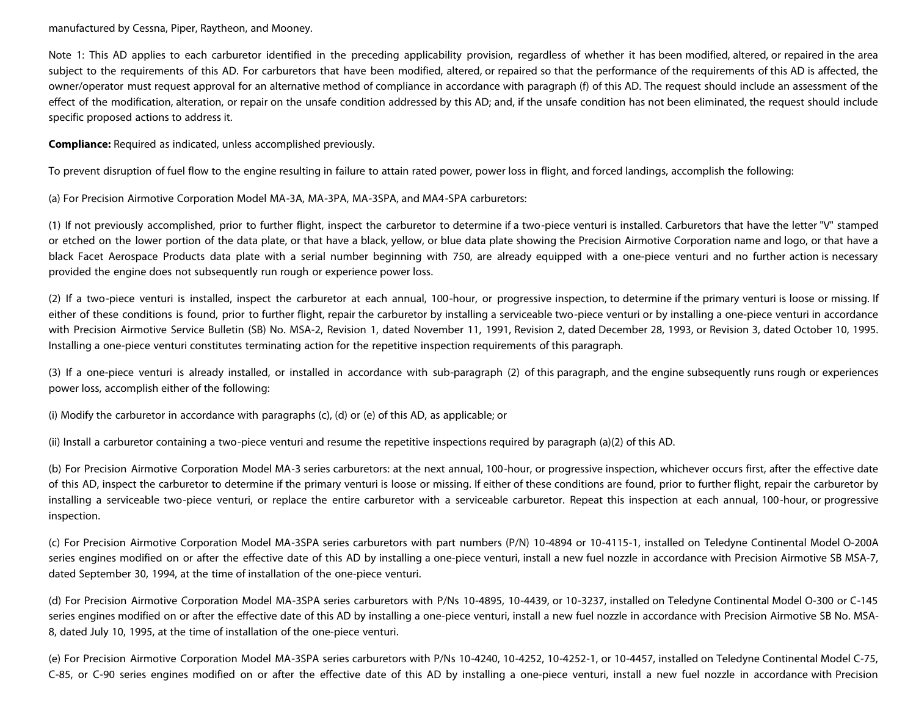manufactured by Cessna, Piper, Raytheon, and Mooney.

Note 1: This AD applies to each carburetor identified in the preceding applicability provision, regardless of whether it has been modified, altered, or repaired in the area subject to the requirements of this AD. For carburetors that have been modified, altered, or repaired so that the performance of the requirements of this AD is affected, the owner/operator must request approval for an alternative method of compliance in accordance with paragraph (f) of this AD. The request should include an assessment of the effect of the modification, alteration, or repair on the unsafe condition addressed by this AD; and, if the unsafe condition has not been eliminated, the request should include specific proposed actions to address it.

**Compliance:** Required as indicated, unless accomplished previously.

To prevent disruption of fuel flow to the engine resulting in failure to attain rated power, power loss in flight, and forced landings, accomplish the following:

(a) For Precision Airmotive Corporation Model MA-3A, MA-3PA, MA-3SPA, and MA4-SPA carburetors:

(1) If not previously accomplished, prior to further flight, inspect the carburetor to determine if a two-piece venturi is installed. Carburetors that have the letter "V" stamped or etched on the lower portion of the data plate, or that have a black, yellow, or blue data plate showing the Precision Airmotive Corporation name and logo, or that have a black Facet Aerospace Products data plate with a serial number beginning with 750, are already equipped with a one-piece venturi and no further action is necessary provided the engine does not subsequently run rough or experience power loss.

(2) If a two-piece venturi is installed, inspect the carburetor at each annual, 100-hour, or progressive inspection, to determine if the primary venturi is loose or missing. If either of these conditions is found, prior to further flight, repair the carburetor by installing a serviceable two-piece venturi or by installing a one-piece venturi in accordance with Precision Airmotive Service Bulletin (SB) No. MSA-2, Revision 1, dated November 11, 1991, Revision 2, dated December 28, 1993, or Revision 3, dated October 10, 1995. Installing a one-piece venturi constitutes terminating action for the repetitive inspection requirements of this paragraph.

(3) If a one-piece venturi is already installed, or installed in accordance with sub-paragraph (2) of this paragraph, and the engine subsequently runs rough or experiences power loss, accomplish either of the following:

(i) Modify the carburetor in accordance with paragraphs (c), (d) or (e) of this AD, as applicable; or

(ii) Install a carburetor containing a two-piece venturi and resume the repetitive inspections required by paragraph (a)(2) of this AD.

(b) For Precision Airmotive Corporation Model MA-3 series carburetors: at the next annual, 100-hour, or progressive inspection, whichever occurs first, after the effective date of this AD, inspect the carburetor to determine if the primary venturi is loose or missing. If either of these conditions are found, prior to further flight, repair the carburetor by installing a serviceable two-piece venturi, or replace the entire carburetor with a serviceable carburetor. Repeat this inspection at each annual, 100-hour, or progressive inspection.

(c) For Precision Airmotive Corporation Model MA-3SPA series carburetors with part numbers (P/N) 10-4894 or 10-4115-1, installed on Teledyne Continental Model O-200A series engines modified on or after the effective date of this AD by installing a one-piece venturi, install a new fuel nozzle in accordance with Precision Airmotive SB MSA-7, dated September 30, 1994, at the time of installation of the one-piece venturi.

(d) For Precision Airmotive Corporation Model MA-3SPA series carburetors with P/Ns 10-4895, 10-4439, or 10-3237, installed on Teledyne Continental Model O-300 or C-145 series engines modified on or after the effective date of this AD by installing a one-piece venturi, install a new fuel nozzle in accordance with Precision Airmotive SB No. MSA-8, dated July 10, 1995, at the time of installation of the one-piece venturi.

(e) For Precision Airmotive Corporation Model MA-3SPA series carburetors with P/Ns 10-4240, 10-4252, 10-4252-1, or 10-4457, installed on Teledyne Continental Model C-75, C-85, or C-90 series engines modified on or after the effective date of this AD by installing a one-piece venturi, install a new fuel nozzle in accordance with Precision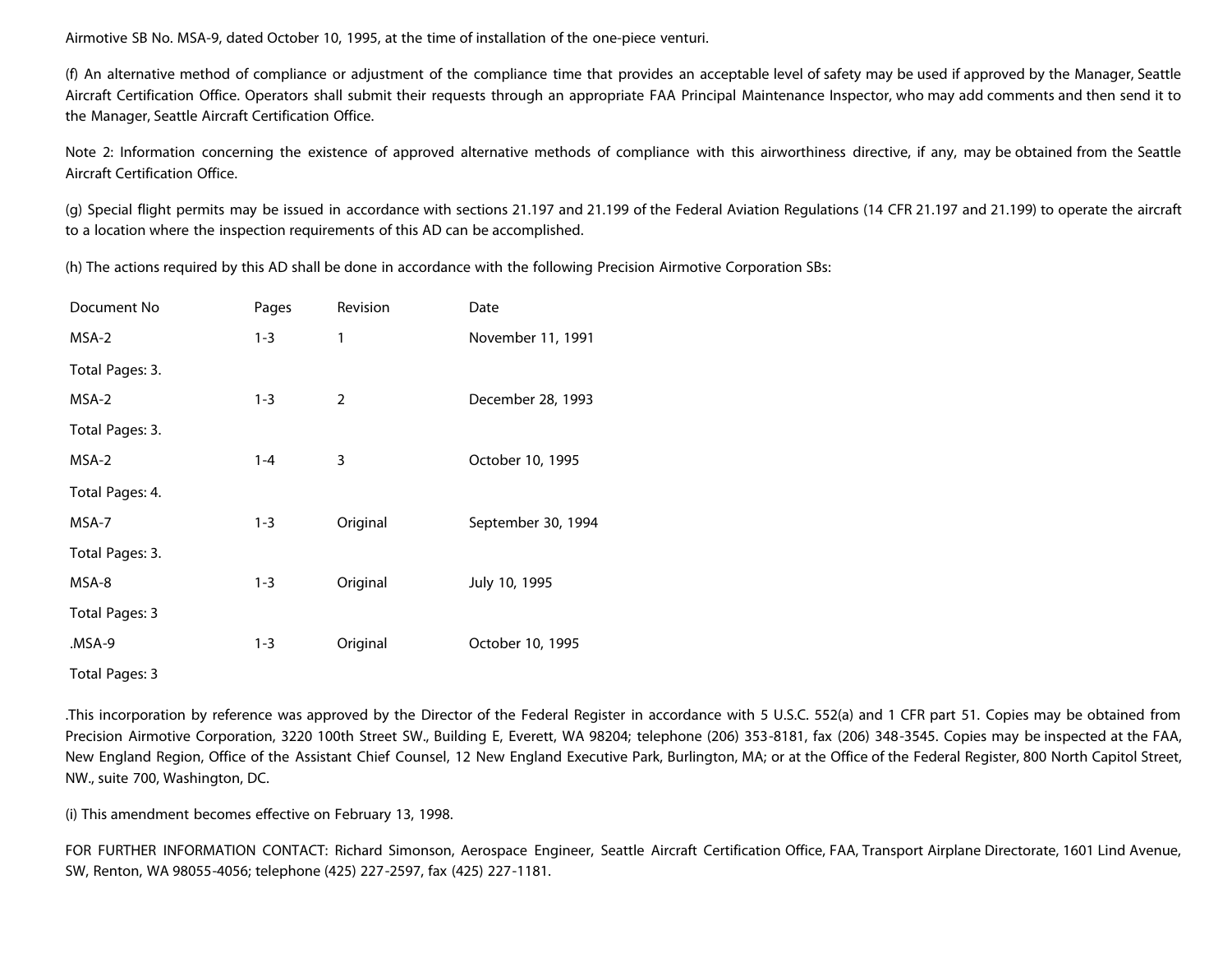Airmotive SB No. MSA-9, dated October 10, 1995, at the time of installation of the one-piece venturi.

(f) An alternative method of compliance or adjustment of the compliance time that provides an acceptable level of safety may be used if approved by the Manager, Seattle Aircraft Certification Office. Operators shall submit their requests through an appropriate FAA Principal Maintenance Inspector, who may add comments and then send it to the Manager, Seattle Aircraft Certification Office.

Note 2: Information concerning the existence of approved alternative methods of compliance with this airworthiness directive, if any, may be obtained from the Seattle Aircraft Certification Office.

(g) Special flight permits may be issued in accordance with sections 21.197 and 21.199 of the Federal Aviation Regulations (14 CFR 21.197 and 21.199) to operate the aircraft to a location where the inspection requirements of this AD can be accomplished.

(h) The actions required by this AD shall be done in accordance with the following Precision Airmotive Corporation SBs:

| Document No | Pages | Revision | Date |
|---|---|---|---|
| MSA-2 | 1-3 | 1 | November 11, 1991 |
| Total Pages: 3. | | | |
| MSA-2 | 1-3 | 2 | December 28, 1993 |
| Total Pages: 3. | | | |
| MSA-2 | 1-4 | 3 | October 10, 1995 |
| Total Pages: 4. | | | |
| MSA-7 | 1-3 | Original | September 30, 1994 |
| Total Pages: 3. | | | |
| MSA-8 | 1-3 | Original | July 10, 1995 |
| Total Pages: 3 | | | |
| .MSA-9 | 1-3 | Original | October 10, 1995 |
| Total Pages: 3 | | | |

.This incorporation by reference was approved by the Director of the Federal Register in accordance with 5 U.S.C. 552(a) and 1 CFR part 51. Copies may be obtained from Precision Airmotive Corporation, 3220 100th Street SW., Building E, Everett, WA 98204; telephone (206) 353-8181, fax (206) 348-3545. Copies may be inspected at the FAA, New England Region, Office of the Assistant Chief Counsel, 12 New England Executive Park, Burlington, MA; or at the Office of the Federal Register, 800 North Capitol Street, NW., suite 700, Washington, DC.

(i) This amendment becomes effective on February 13, 1998.

FOR FURTHER INFORMATION CONTACT: Richard Simonson, Aerospace Engineer, Seattle Aircraft Certification Office, FAA, Transport Airplane Directorate, 1601 Lind Avenue, SW, Renton, WA 98055-4056; telephone (425) 227-2597, fax (425) 227-1181.